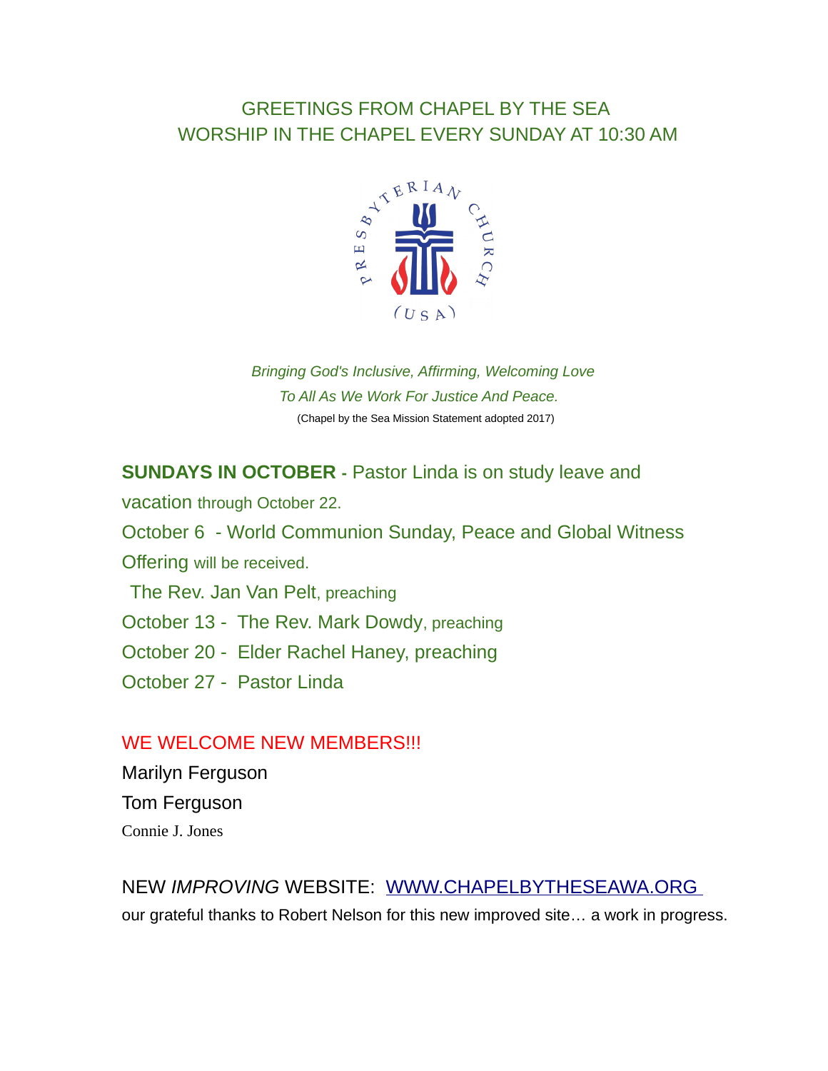GREETINGS FROM CHAPEL BY THE SEA
WORSHIP IN THE CHAPEL EVERY SUNDAY AT 10:30 AM

*Bringing God's Inclusive, Affirming, Welcoming Love*
*To All As We Work For Justice And Peace.*
(Chapel by the Sea Mission Statement adopted 2017)

**SUNDAYS IN OCTOBER** - Pastor Linda is on study leave and vacation through October 22.

October 6 - World Communion Sunday, Peace and Global Witness Offering will be received.
The Rev. Jan Van Pelt, preaching

October 13 - The Rev. Mark Dowdy, preaching

October 20 - Elder Rachel Haney, preaching

October 27 - Pastor Linda

WE WELCOME NEW MEMBERS!!!

Marilyn Ferguson
Tom Ferguson
Connie J. Jones

NEW *IMPROVING* WEBSITE: WWW.CHAPELBYTHESEAWA.ORG
our grateful thanks to Robert Nelson for this new improved site… a work in progress.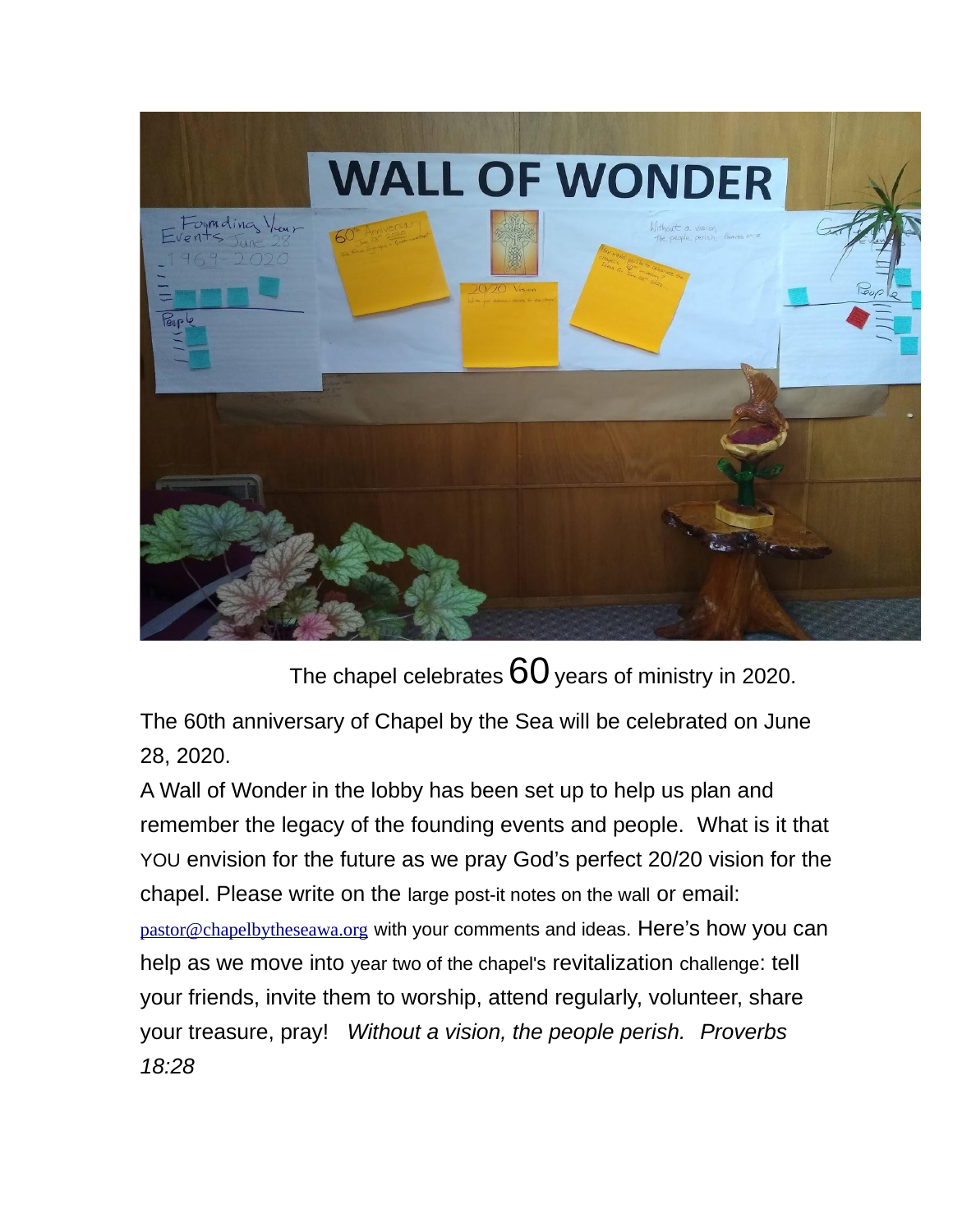The chapel celebrates 60 years of ministry in 2020.

The 60th anniversary of Chapel by the Sea will be celebrated on June 28, 2020.

A Wall of Wonder in the lobby has been set up to help us plan and remember the legacy of the founding events and people. What is it that YOU envision for the future as we pray God's perfect 20/20 vision for the chapel. Please write on the large post-it notes on the wall or email: pastor@chapelbytheseawa.org with your comments and ideas. Here's how you can help as we move into year two of the chapel's revitalization challenge: tell your friends, invite them to worship, attend regularly, volunteer, share your treasure, pray! *Without a vision, the people perish. Proverbs 18:28*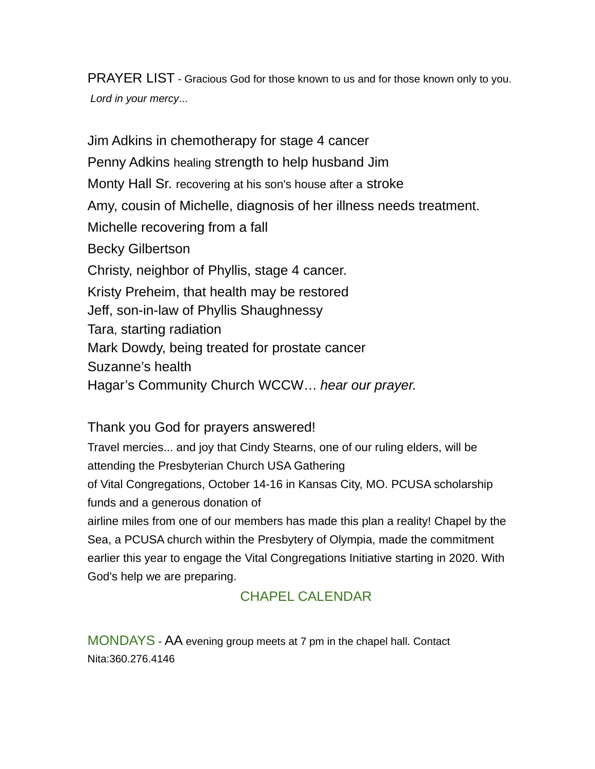PRAYER LIST - Gracious God for those known to us and for those known only to you. *Lord in your mercy*...

Jim Adkins in chemotherapy for stage 4 cancer
Penny Adkins healing strength to help husband Jim
Monty Hall Sr. recovering at his son's house after a stroke
Amy, cousin of Michelle, diagnosis of her illness needs treatment.
Michelle recovering from a fall
Becky Gilbertson
Christy, neighbor of Phyllis, stage 4 cancer.
Kristy Preheim, that health may be restored
Jeff, son-in-law of Phyllis Shaughnessy
Tara, starting radiation
Mark Dowdy, being treated for prostate cancer
Suzanne's health
Hagar's Community Church WCCW… *hear our prayer.*

Thank you God for prayers answered!

Travel mercies... and joy that Cindy Stearns, one of our ruling elders, will be attending the Presbyterian Church USA Gathering of Vital Congregations, October 14-16 in Kansas City, MO. PCUSA scholarship funds and a generous donation of airline miles from one of our members has made this plan a reality! Chapel by the Sea, a PCUSA church within the Presbytery of Olympia, made the commitment earlier this year to engage the Vital Congregations Initiative starting in 2020. With God's help we are preparing.

## CHAPEL CALENDAR

MONDAYS - AA evening group meets at 7 pm in the chapel hall. Contact Nita:360.276.4146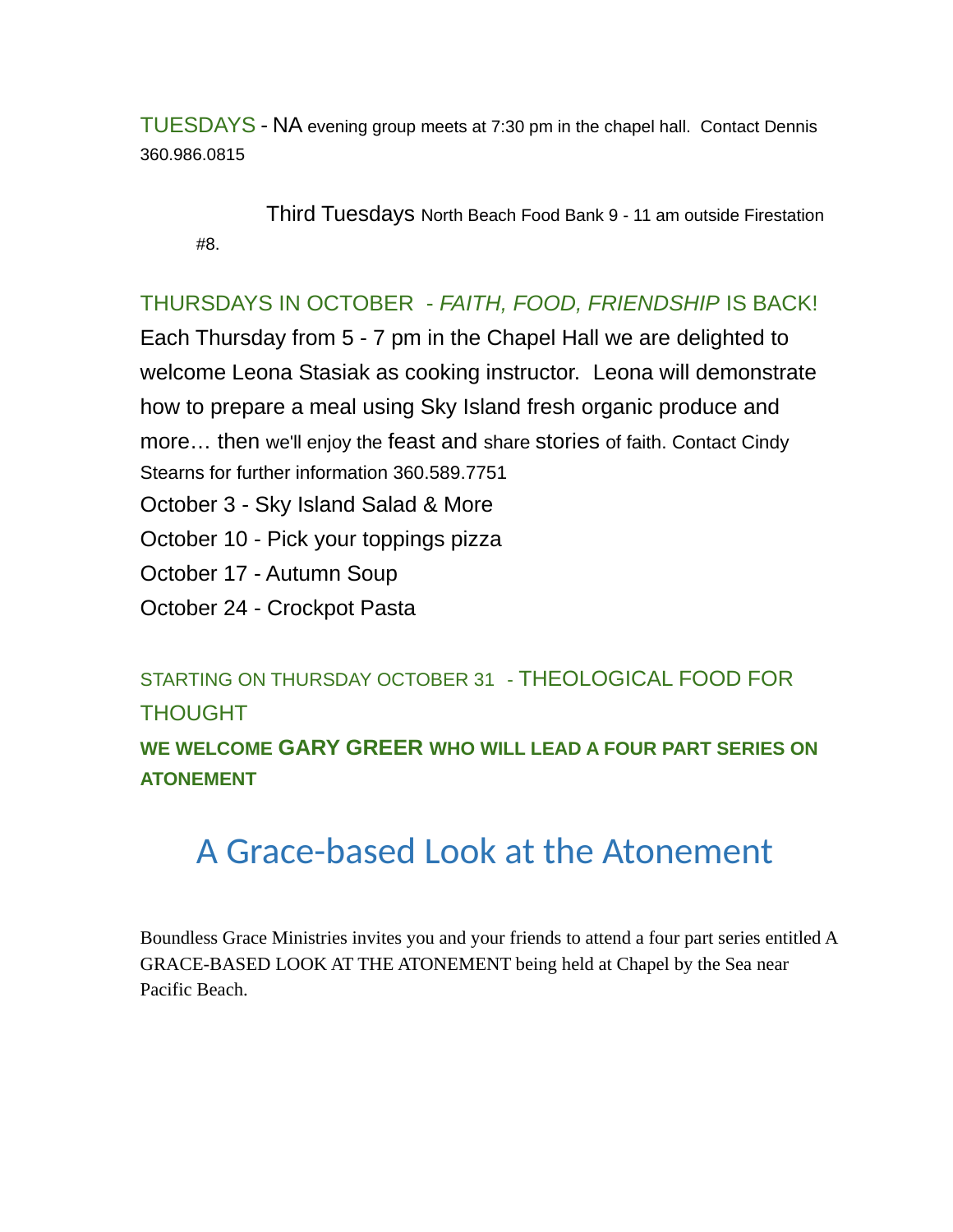TUESDAYS - NA evening group meets at 7:30 pm in the chapel hall. Contact Dennis 360.986.0815

Third Tuesdays North Beach Food Bank 9 - 11 am outside Firestation #8.

THURSDAYS IN OCTOBER - *FAITH, FOOD, FRIENDSHIP* IS BACK!

Each Thursday from 5 - 7 pm in the Chapel Hall we are delighted to welcome Leona Stasiak as cooking instructor. Leona will demonstrate how to prepare a meal using Sky Island fresh organic produce and more… then we'll enjoy the feast and share stories of faith. Contact Cindy Stearns for further information 360.589.7751

October 3 - Sky Island Salad & More

October 10 - Pick your toppings pizza

October 17 - Autumn Soup

October 24 - Crockpot Pasta

STARTING ON THURSDAY OCTOBER 31 - THEOLOGICAL FOOD FOR THOUGHT

**WE WELCOME GARY GREER WHO WILL LEAD A FOUR PART SERIES ON ATONEMENT**

# A Grace-based Look at the Atonement

Boundless Grace Ministries invites you and your friends to attend a four part series entitled A GRACE-BASED LOOK AT THE ATONEMENT being held at Chapel by the Sea near Pacific Beach.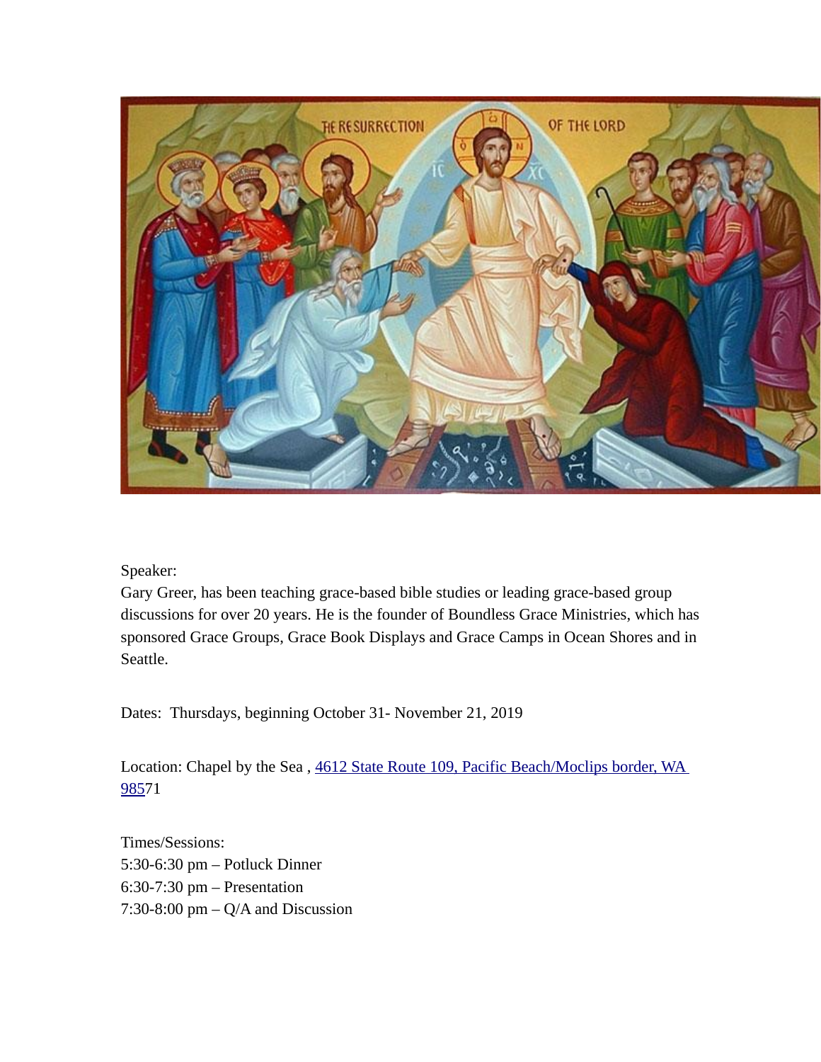Speaker:
Gary Greer, has been teaching grace-based bible studies or leading grace-based group discussions for over 20 years. He is the founder of Boundless Grace Ministries, which has sponsored Grace Groups, Grace Book Displays and Grace Camps in Ocean Shores and in Seattle.

Dates: Thursdays, beginning October 31- November 21, 2019

Location: Chapel by the Sea , 4612 State Route 109, Pacific Beach/Moclips border, WA 98571

Times/Sessions:
5:30-6:30 pm – Potluck Dinner
6:30-7:30 pm – Presentation
7:30-8:00 pm – Q/A and Discussion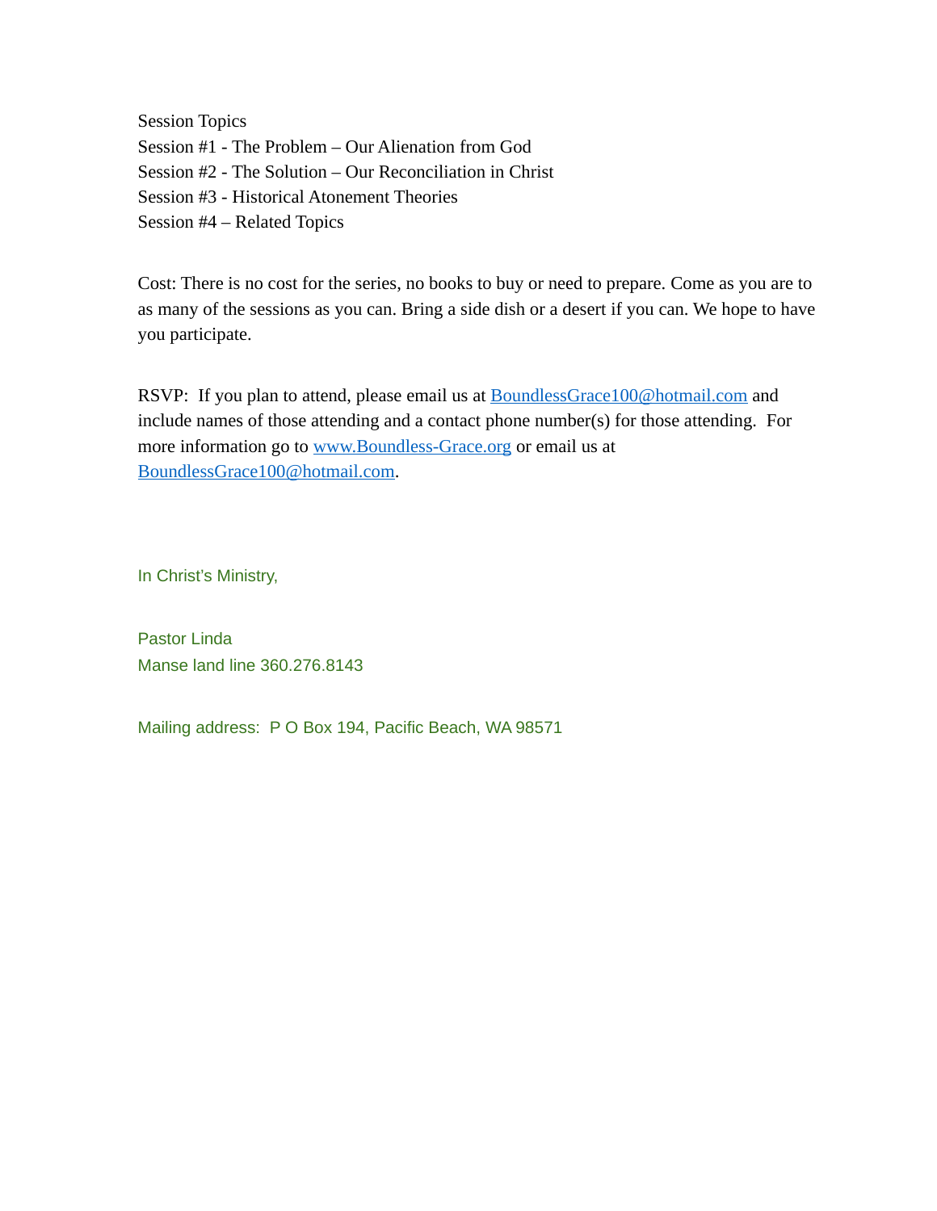Session Topics
Session #1 - The Problem – Our Alienation from God
Session #2 - The Solution – Our Reconciliation in Christ
Session #3 - Historical Atonement Theories
Session #4 – Related Topics

Cost: There is no cost for the series, no books to buy or need to prepare. Come as you are to as many of the sessions as you can. Bring a side dish or a desert if you can. We hope to have you participate.

RSVP: If you plan to attend, please email us at BoundlessGrace100@hotmail.com and include names of those attending and a contact phone number(s) for those attending. For more information go to www.Boundless-Grace.org or email us at BoundlessGrace100@hotmail.com.

In Christ's Ministry,

Pastor Linda
Manse land line 360.276.8143

Mailing address: P O Box 194, Pacific Beach, WA 98571